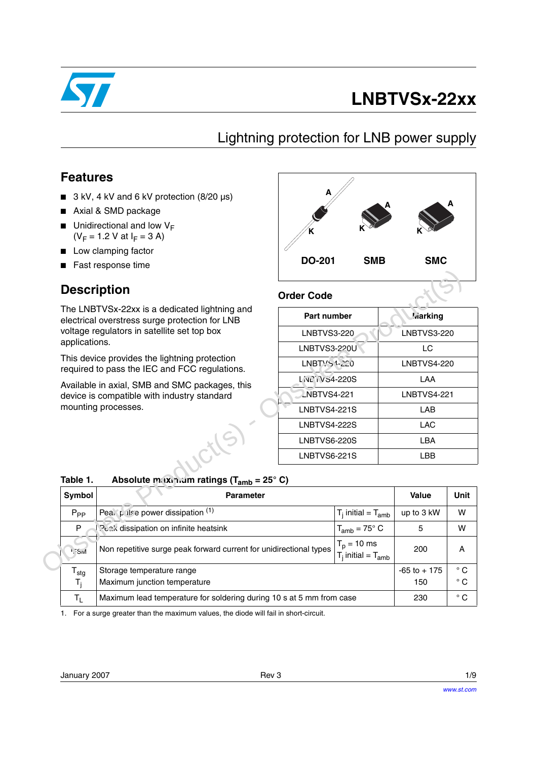# LNBTVSx-22xx

## Lightning protection for LNB power supply

## Features

- 3 kV, 4 kV and 6 kV protection (8/20 µs)
- Axial & SMD package
- Unidirectional and low $V_F$ ($V_F$ = 1.2 V at $I_F$ = 3 A)
- Low clamping factor
- Fast response time

DO-201 SMB SMC

## Description

The LNBTVSx-22xx is a dedicated lightning and electrical overstress surge protection for LNB voltage regulators in satellite set top box applications.

This device provides the lightning protection required to pass the IEC and FCC regulations.

Available in axial, SMB and SMC packages, this device is compatible with industry standard mounting processes.

## Order Code

| Part number | Marking |
|---|---|
| LNBTVS3-220 | LNBTVS3-220 |
| LNBTVS3-220U | LC |
| LNBTVS4-220 | LNBTVS4-220 |
| LNBTVS4-220S | LAA |
| LNBTVS4-221 | LNBTVS4-221 |
| LNBTVS4-221S | LAB |
| LNBTVS4-222S | LAC |
| LNBTVS6-220S | LBA |
| LNBTVS6-221S | LBB |

**Table 1. Absolute maximum ratings ($T_{amb}$ = 25° C)**

| Symbol | Parameter | | Value | Unit |
|---|---|---|---|---|
| $P_{PP}$ | Peak pulse power dissipation [1] | $T_j$ initial = $T_{amb}$ | up to 3 kW | W |
| P | Peak dissipation on infinite heatsink | $T_{amb}$ = 75° C | 5 | W |
| $I_{FSM}$ | Non repetitive surge peak forward current for unidirectional types | $T_p$ = 10 ms<br>$T_j$ initial = $T_{amb}$ | 200 | A |
| $T_{stg}$<br>$T_j$ | Storage temperature range<br>Maximum junction temperature | | -65 to + 175<br>150 | ° C<br>° C |
| $T_L$ | Maximum lead temperature for soldering during 10 s at 5 mm from case | | 230 | ° C |

1. For a surge greater than the maximum values, the diode will fail in short-circuit.

January 2007 Rev 3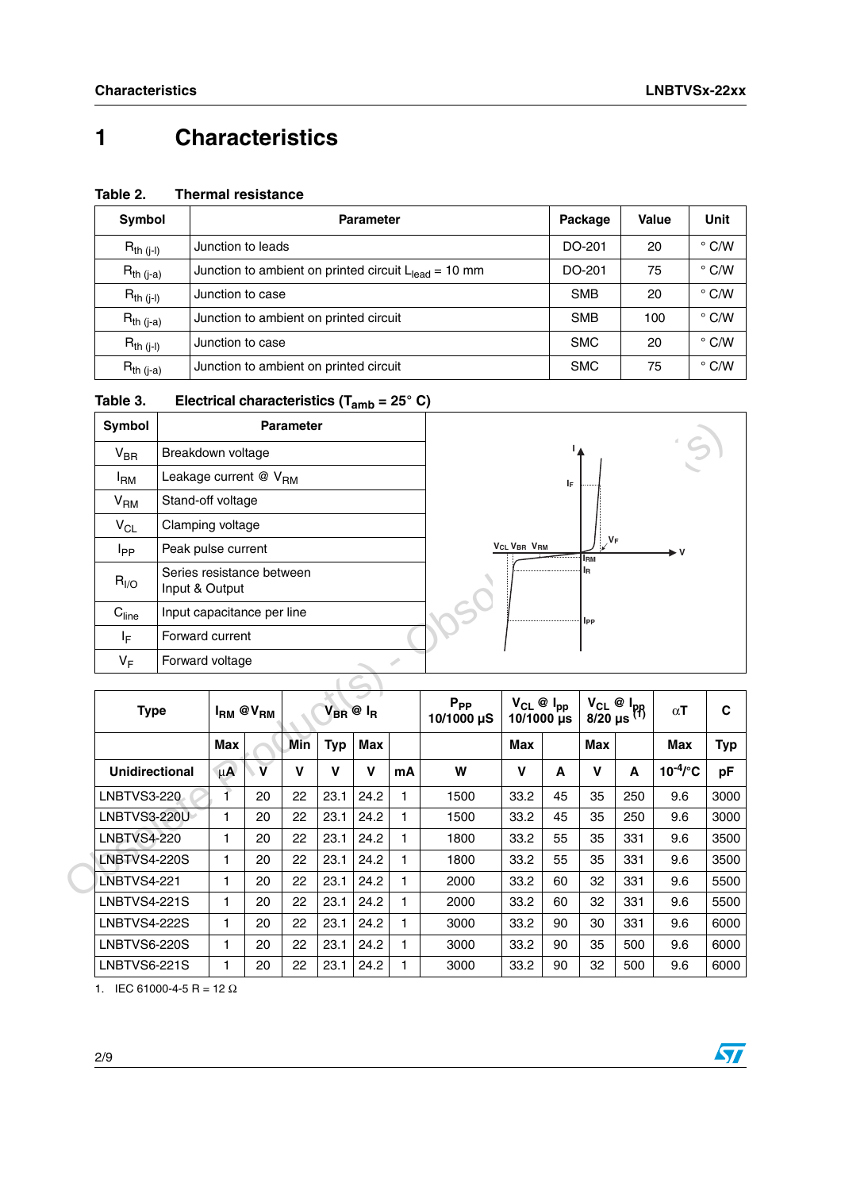# 1 Characteristics

**Table 2. Thermal resistance**

| Symbol | Parameter | Package | Value | Unit |
|---|---|---|---|---|
| $R_{th\ (j-l)}$ | Junction to leads | DO-201 | 20 | ° C/W |
| $R_{th\ (j-a)}$ | Junction to ambient on printed circuit $L_{lead}$ = 10 mm | DO-201 | 75 | ° C/W |
| $R_{th\ (j-l)}$ | Junction to case | SMB | 20 | ° C/W |
| $R_{th\ (j-a)}$ | Junction to ambient on printed circuit | SMB | 100 | ° C/W |
| $R_{th\ (j-l)}$ | Junction to case | SMC | 20 | ° C/W |
| $R_{th\ (j-a)}$ | Junction to ambient on printed circuit | SMC | 75 | ° C/W |

**Table 3. Electrical characteristics ($T_{amb}$ = 25° C)**

| Symbol | Parameter |
|---|---|
| $V_{BR}$ | Breakdown voltage |
| $I_{RM}$ | Leakage current @ $V_{RM}$ |
| $V_{RM}$ | Stand-off voltage |
| $V_{CL}$ | Clamping voltage |
| $I_{PP}$ | Peak pulse current |
| $R_{I/O}$ | Series resistance between Input & Output |
| $C_{line}$ | Input capacitance per line |
| $I_F$ | Forward current |
| $V_F$ | Forward voltage |

| Type | $I_{RM}$ @$V_{RM}$ | | $V_{BR}$ @ $I_R$ | | | | $P_{PP}$ 10/1000 µS | $V_{CL}$ @ $I_{pp}$ 10/1000 µs | | $V_{CL}$ @ $I_{PP}$ 8/20 µs (1) | | αT | C |
|---|---|---|---|---|---|---|---|---|---|---|---|---|---|
| | Max | | Min | Typ | Max | | | Max | | Max | | Max | Typ |
| Unidirectional | µA | V | V | V | V | mA | W | V | A | V | A | $10^{-4}$/°C | pF |
| LNBTVS3-220 | 1 | 20 | 22 | 23.1 | 24.2 | 1 | 1500 | 33.2 | 45 | 35 | 250 | 9.6 | 3000 |
| LNBTVS3-220U | 1 | 20 | 22 | 23.1 | 24.2 | 1 | 1500 | 33.2 | 45 | 35 | 250 | 9.6 | 3000 |
| LNBTVS4-220 | 1 | 20 | 22 | 23.1 | 24.2 | 1 | 1800 | 33.2 | 55 | 35 | 331 | 9.6 | 3500 |
| LNBTVS4-220S | 1 | 20 | 22 | 23.1 | 24.2 | 1 | 1800 | 33.2 | 55 | 35 | 331 | 9.6 | 3500 |
| LNBTVS4-221 | 1 | 20 | 22 | 23.1 | 24.2 | 1 | 2000 | 33.2 | 60 | 32 | 331 | 9.6 | 5500 |
| LNBTVS4-221S | 1 | 20 | 22 | 23.1 | 24.2 | 1 | 2000 | 33.2 | 60 | 32 | 331 | 9.6 | 5500 |
| LNBTVS4-222S | 1 | 20 | 22 | 23.1 | 24.2 | 1 | 3000 | 33.2 | 90 | 30 | 331 | 9.6 | 6000 |
| LNBTVS6-220S | 1 | 20 | 22 | 23.1 | 24.2 | 1 | 3000 | 33.2 | 90 | 35 | 500 | 9.6 | 6000 |
| LNBTVS6-221S | 1 | 20 | 22 | 23.1 | 24.2 | 1 | 3000 | 33.2 | 90 | 32 | 500 | 9.6 | 6000 |

1. IEC 61000-4-5 R = 12 Ω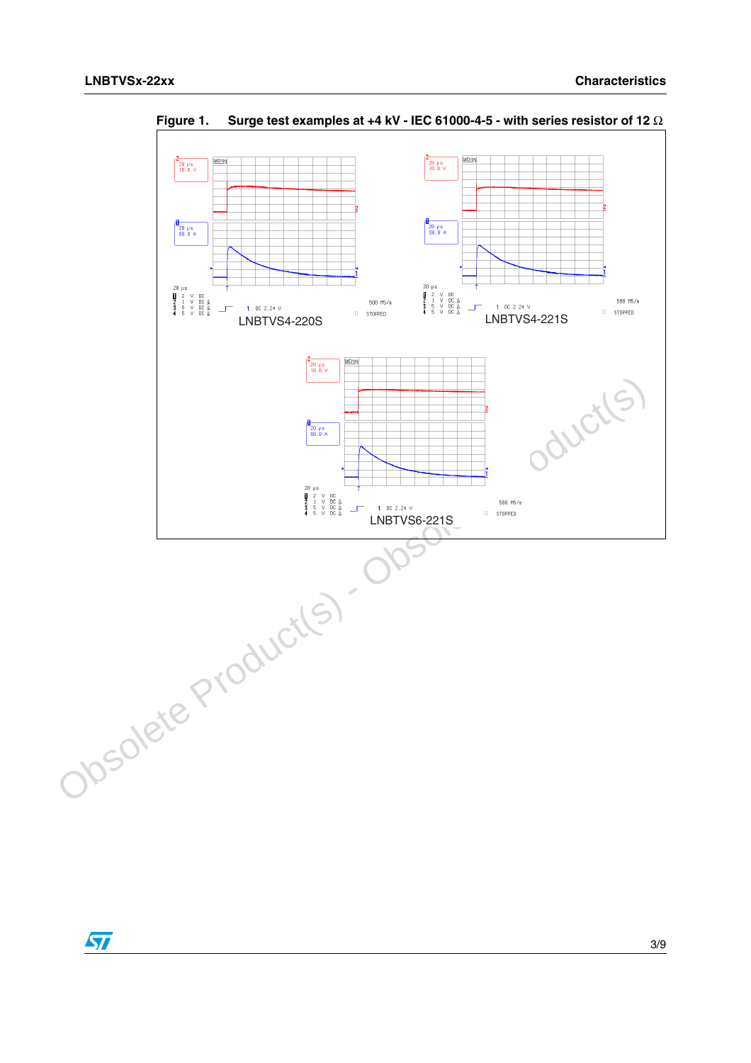Figure 1. Surge test examples at +4 kV - IEC 61000-4-5 - with series resistor of 12 Ω

LNBTVS4-220S

LNBTVS4-221S

LNBTVS6-221S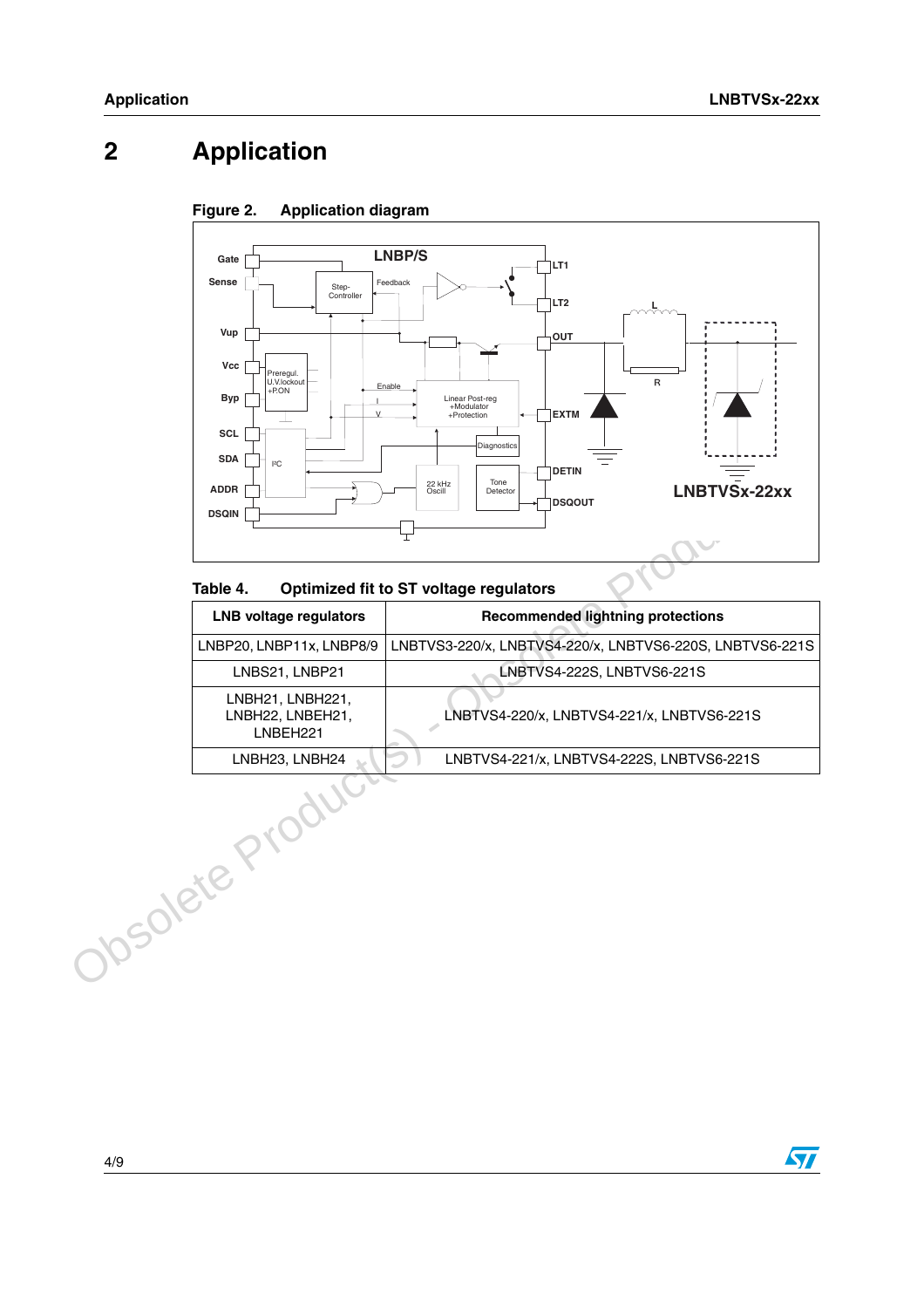# 2 Application

Figure 2. Application diagram

Table 4. Optimized fit to ST voltage regulators

| LNB voltage regulators | Recommended lightning protections |
|---|---|
| LNBP20, LNBP11x, LNBP8/9 | LNBTVS3-220/x, LNBTVS4-220/x, LNBTVS6-220S, LNBTVS6-221S |
| LNBS21, LNBP21 | LNBTVS4-222S, LNBTVS6-221S |
| LNBH21, LNBH221, LNBH22, LNBEH21, LNBEH221 | LNBTVS4-220/x, LNBTVS4-221/x, LNBTVS6-221S |
| LNBH23, LNBH24 | LNBTVS4-221/x, LNBTVS4-222S, LNBTVS6-221S |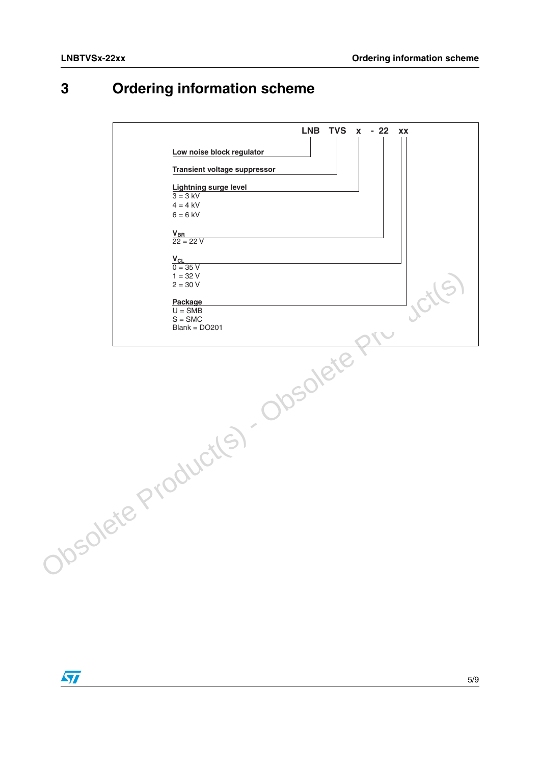# 3 Ordering information scheme

**LNB TVS x - 22 xx**

**Low noise block regulator**

**Transient voltage suppressor**

**Lightning surge level**
- 3 = 3 kV
- 4 = 4 kV
- 6 = 6 kV

**$V_{BR}$**
- 22 = 22 V

**$V_{CL}$**
- 0 = 35 V
- 1 = 32 V
- 2 = 30 V

**Package**
- U = SMB
- S = SMC
- Blank = DO201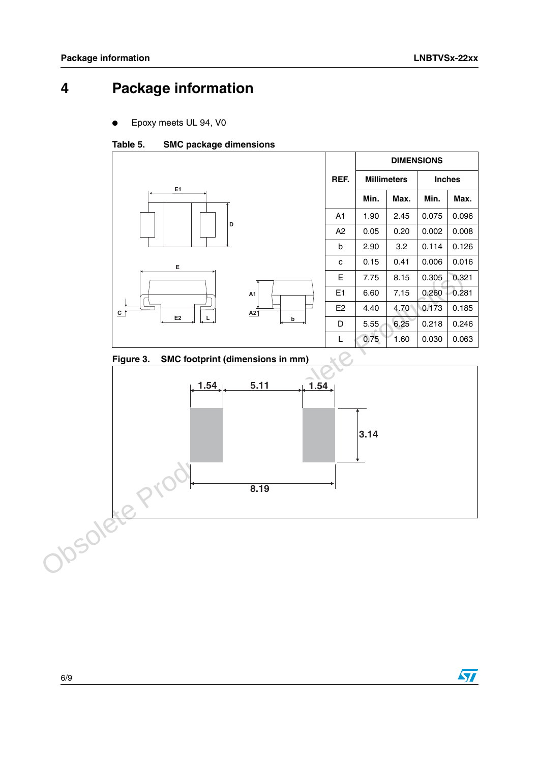# 4 Package information

- Epoxy meets UL 94, V0

Table 5. SMC package dimensions

| REF. | DIMENSIONS | | | |
|---|---|---|---|---|
| | Millimeters | | Inches | |
| | Min. | Max. | Min. | Max. |
| A1 | 1.90 | 2.45 | 0.075 | 0.096 |
| A2 | 0.05 | 0.20 | 0.002 | 0.008 |
| b | 2.90 | 3.2 | 0.114 | 0.126 |
| c | 0.15 | 0.41 | 0.006 | 0.016 |
| E | 7.75 | 8.15 | 0.305 | 0.321 |
| E1 | 6.60 | 7.15 | 0.260 | 0.281 |
| E2 | 4.40 | 4.70 | 0.173 | 0.185 |
| D | 5.55 | 6.25 | 0.218 | 0.246 |
| L | 0.75 | 1.60 | 0.030 | 0.063 |

Figure 3. SMC footprint (dimensions in mm)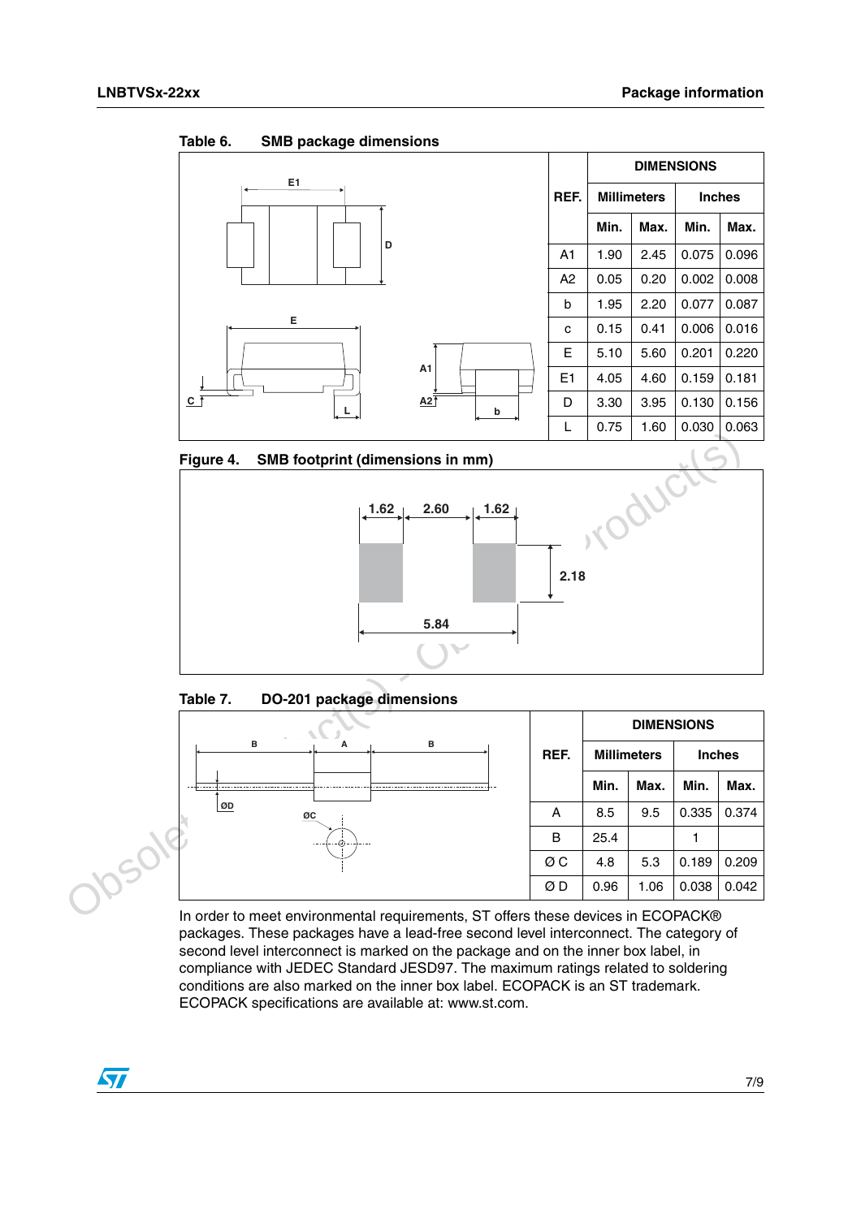Table 6. SMB package dimensions

| REF. | DIMENSIONS | | | |
|---|---|---|---|---|
| | Millimeters | | Inches | |
| | Min. | Max. | Min. | Max. |
| A1 | 1.90 | 2.45 | 0.075 | 0.096 |
| A2 | 0.05 | 0.20 | 0.002 | 0.008 |
| b | 1.95 | 2.20 | 0.077 | 0.087 |
| c | 0.15 | 0.41 | 0.006 | 0.016 |
| E | 5.10 | 5.60 | 0.201 | 0.220 |
| E1 | 4.05 | 4.60 | 0.159 | 0.181 |
| D | 3.30 | 3.95 | 0.130 | 0.156 |
| L | 0.75 | 1.60 | 0.030 | 0.063 |

Figure 4. SMB footprint (dimensions in mm)

Table 7. DO-201 package dimensions

| REF. | DIMENSIONS | | | |
|---|---|---|---|---|
| | Millimeters | | Inches | |
| | Min. | Max. | Min. | Max. |
| A | 8.5 | 9.5 | 0.335 | 0.374 |
| B | 25.4 | | 1 | |
| Ø C | 4.8 | 5.3 | 0.189 | 0.209 |
| Ø D | 0.96 | 1.06 | 0.038 | 0.042 |

In order to meet environmental requirements, ST offers these devices in ECOPACK® packages. These packages have a lead-free second level interconnect. The category of second level interconnect is marked on the package and on the inner box label, in compliance with JEDEC Standard JESD97. The maximum ratings related to soldering conditions are also marked on the inner box label. ECOPACK is an ST trademark. ECOPACK specifications are available at: www.st.com.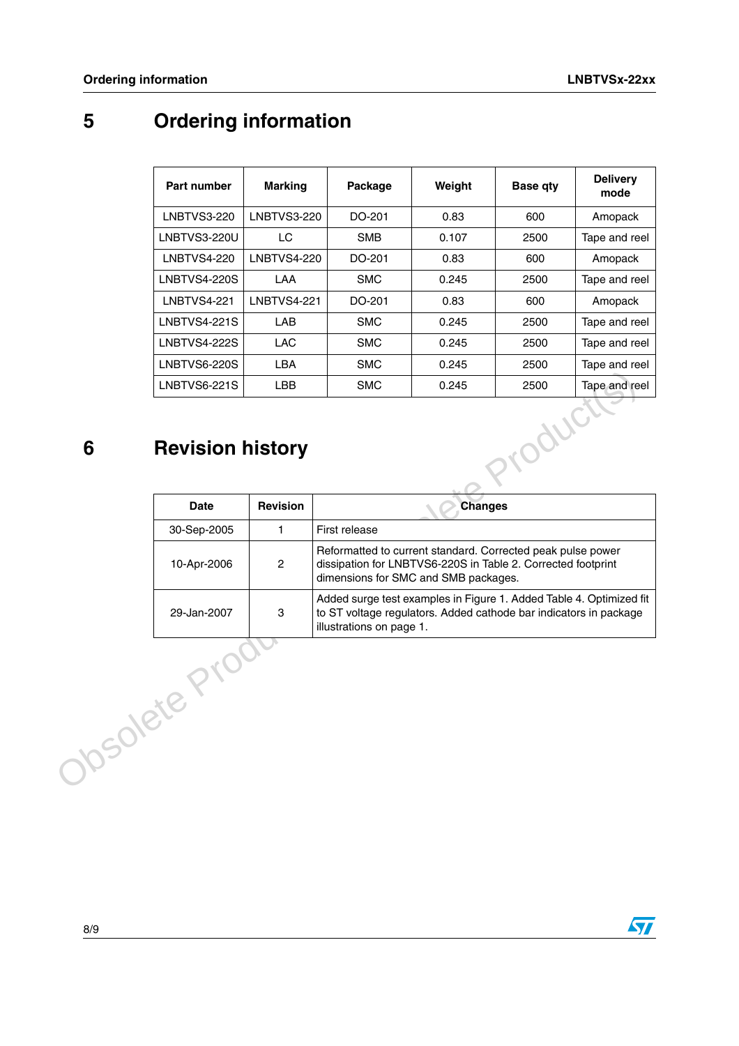# 5 Ordering information

| Part number | Marking | Package | Weight | Base qty | Delivery mode |
|---|---|---|---|---|---|
| LNBTVS3-220 | LNBTVS3-220 | DO-201 | 0.83 | 600 | Amopack |
| LNBTVS3-220U | LC | SMB | 0.107 | 2500 | Tape and reel |
| LNBTVS4-220 | LNBTVS4-220 | DO-201 | 0.83 | 600 | Amopack |
| LNBTVS4-220S | LAA | SMC | 0.245 | 2500 | Tape and reel |
| LNBTVS4-221 | LNBTVS4-221 | DO-201 | 0.83 | 600 | Amopack |
| LNBTVS4-221S | LAB | SMC | 0.245 | 2500 | Tape and reel |
| LNBTVS4-222S | LAC | SMC | 0.245 | 2500 | Tape and reel |
| LNBTVS6-220S | LBA | SMC | 0.245 | 2500 | Tape and reel |
| LNBTVS6-221S | LBB | SMC | 0.245 | 2500 | Tape and reel |

# 6 Revision history

| Date | Revision | Changes |
|---|---|---|
| 30-Sep-2005 | 1 | First release |
| 10-Apr-2006 | 2 | Reformatted to current standard. Corrected peak pulse power dissipation for LNBTVS6-220S in Table 2. Corrected footprint dimensions for SMC and SMB packages. |
| 29-Jan-2007 | 3 | Added surge test examples in Figure 1. Added Table 4. Optimized fit to ST voltage regulators. Added cathode bar indicators in package illustrations on page 1. |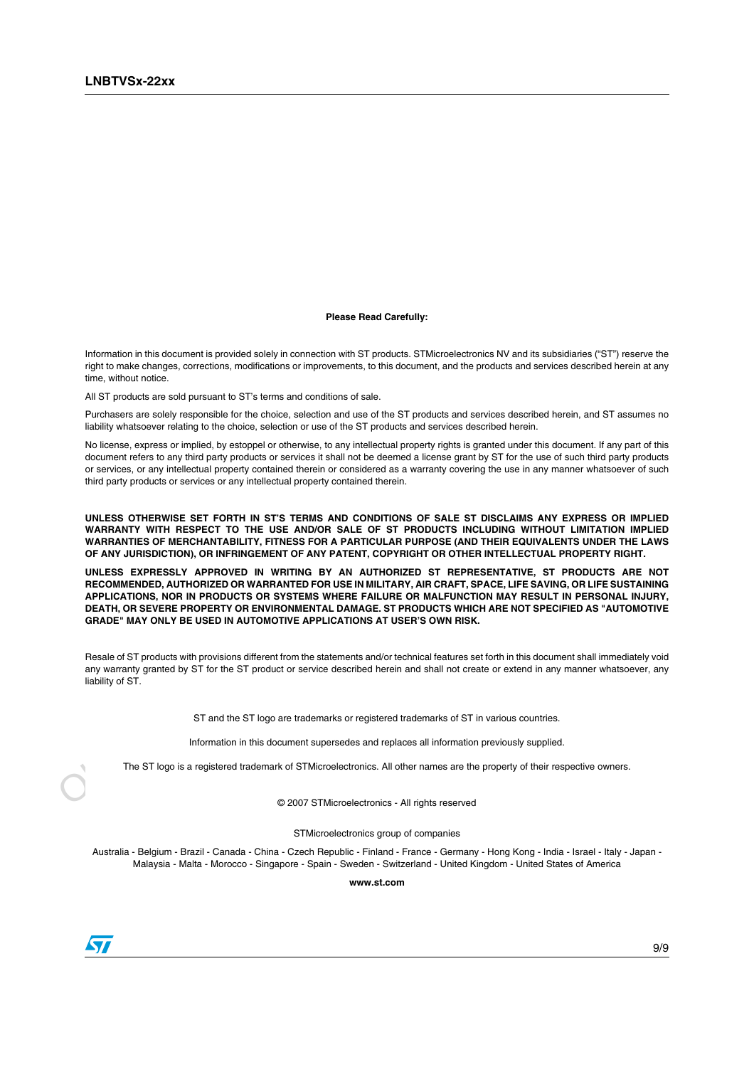**Please Read Carefully:**

Information in this document is provided solely in connection with ST products. STMicroelectronics NV and its subsidiaries ("ST") reserve the right to make changes, corrections, modifications or improvements, to this document, and the products and services described herein at any time, without notice.

All ST products are sold pursuant to ST's terms and conditions of sale.

Purchasers are solely responsible for the choice, selection and use of the ST products and services described herein, and ST assumes no liability whatsoever relating to the choice, selection or use of the ST products and services described herein.

No license, express or implied, by estoppel or otherwise, to any intellectual property rights is granted under this document. If any part of this document refers to any third party products or services it shall not be deemed a license grant by ST for the use of such third party products or services, or any intellectual property contained therein or considered as a warranty covering the use in any manner whatsoever of such third party products or services or any intellectual property contained therein.

**UNLESS OTHERWISE SET FORTH IN ST'S TERMS AND CONDITIONS OF SALE ST DISCLAIMS ANY EXPRESS OR IMPLIED WARRANTY WITH RESPECT TO THE USE AND/OR SALE OF ST PRODUCTS INCLUDING WITHOUT LIMITATION IMPLIED WARRANTIES OF MERCHANTABILITY, FITNESS FOR A PARTICULAR PURPOSE (AND THEIR EQUIVALENTS UNDER THE LAWS OF ANY JURISDICTION), OR INFRINGEMENT OF ANY PATENT, COPYRIGHT OR OTHER INTELLECTUAL PROPERTY RIGHT.**

**UNLESS EXPRESSLY APPROVED IN WRITING BY AN AUTHORIZED ST REPRESENTATIVE, ST PRODUCTS ARE NOT RECOMMENDED, AUTHORIZED OR WARRANTED FOR USE IN MILITARY, AIR CRAFT, SPACE, LIFE SAVING, OR LIFE SUSTAINING APPLICATIONS, NOR IN PRODUCTS OR SYSTEMS WHERE FAILURE OR MALFUNCTION MAY RESULT IN PERSONAL INJURY, DEATH, OR SEVERE PROPERTY OR ENVIRONMENTAL DAMAGE. ST PRODUCTS WHICH ARE NOT SPECIFIED AS "AUTOMOTIVE GRADE" MAY ONLY BE USED IN AUTOMOTIVE APPLICATIONS AT USER'S OWN RISK.**

Resale of ST products with provisions different from the statements and/or technical features set forth in this document shall immediately void any warranty granted by ST for the ST product or service described herein and shall not create or extend in any manner whatsoever, any liability of ST.

ST and the ST logo are trademarks or registered trademarks of ST in various countries.

Information in this document supersedes and replaces all information previously supplied.

The ST logo is a registered trademark of STMicroelectronics. All other names are the property of their respective owners.

© 2007 STMicroelectronics - All rights reserved

STMicroelectronics group of companies

Australia - Belgium - Brazil - Canada - China - Czech Republic - Finland - France - Germany - Hong Kong - India - Israel - Italy - Japan - Malaysia - Malta - Morocco - Singapore - Spain - Sweden - Switzerland - United Kingdom - United States of America

**www.st.com**